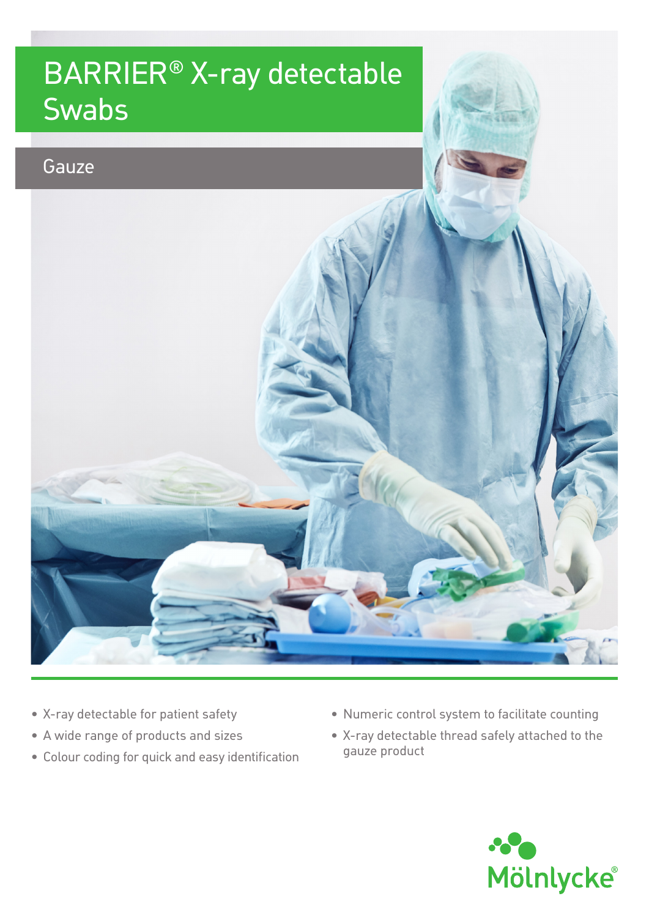# BARRIER® X-ray detectable Swabs

## Gauze

- X-ray detectable for patient safety
- A wide range of products and sizes
- Colour coding for quick and easy identification
- Numeric control system to facilitate counting
- X-ray detectable thread safely attached to the gauze product

Mölnlycke®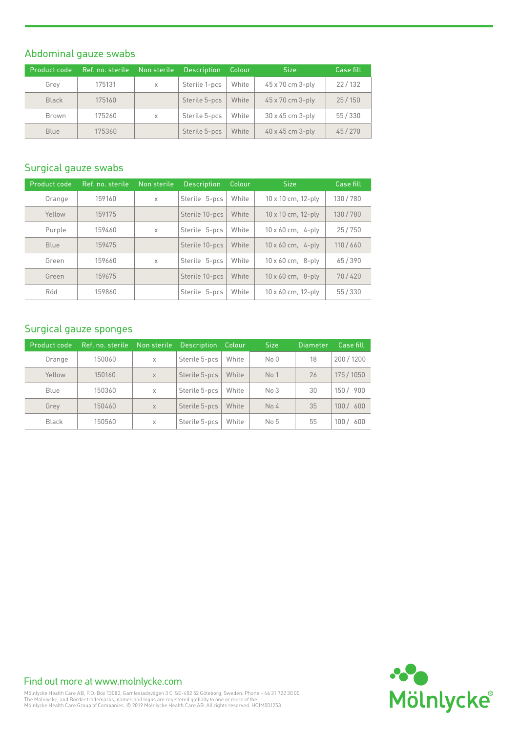## Abdominal gauze swabs

| Product code | Ref. no. sterile | Non sterile | Description | Colour | Size | Case fill |
|---|---|---|---|---|---|---|
| Grey | 175131 | x | Sterile 1-pcs | White | 45 x 70 cm 3-ply | 22 / 132 |
| Black | 175160 | | Sterile 5-pcs | White | 45 x 70 cm 3-ply | 25 / 150 |
| Brown | 175260 | x | Sterile 5-pcs | White | 30 x 45 cm 3-ply | 55 / 330 |
| Blue | 175360 | | Sterile 5-pcs | White | 40 x 45 cm 3-ply | 45 / 270 |

## Surgical gauze swabs

| Product code | Ref. no. sterile | Non sterile | Description | Colour | Size | Case fill |
|---|---|---|---|---|---|---|
| Orange | 159160 | x | Sterile 5-pcs | White | 10 x 10 cm, 12-ply | 130 / 780 |
| Yellow | 159175 | | Sterile 10-pcs | White | 10 x 10 cm, 12-ply | 130 / 780 |
| Purple | 159460 | x | Sterile 5-pcs | White | 10 x 60 cm, 4-ply | 25 / 750 |
| Blue | 159475 | | Sterile 10-pcs | White | 10 x 60 cm, 4-ply | 110 / 660 |
| Green | 159660 | x | Sterile 5-pcs | White | 10 x 60 cm, 8-ply | 65 / 390 |
| Green | 159675 | | Sterile 10-pcs | White | 10 x 60 cm, 8-ply | 70 / 420 |
| Röd | 159860 | | Sterile 5-pcs | White | 10 x 60 cm, 12-ply | 55 / 330 |

## Surgical gauze sponges

| Product code | Ref. no. sterile | Non sterile | Description | Colour | Size | Diameter | Case fill |
|---|---|---|---|---|---|---|---|
| Orange | 150060 | x | Sterile 5-pcs | White | No 0 | 18 | 200 / 1200 |
| Yellow | 150160 | x | Sterile 5-pcs | White | No 1 | 26 | 175 / 1050 |
| Blue | 150360 | x | Sterile 5-pcs | White | No 3 | 30 | 150 / 900 |
| Grey | 150460 | x | Sterile 5-pcs | White | No 4 | 35 | 100 / 600 |
| Black | 150560 | x | Sterile 5-pcs | White | No 5 | 55 | 100 / 600 |

Find out more at www.molnlycke.com

Mölnlycke Health Care AB, P.O. Box 13080, Gamlestadsvägen 3 C, SE-402 52 Göteborg, Sweden. Phone + 46 31 722 30 00
The Mölnlycke, and Border trademarks, names and logos are registered globally to one or more of the
Mölnlycke Health Care Group of Companies. © 2019 Mölnlycke Health Care AB. All rights reserved. HQIM001253

Mölnlycke®